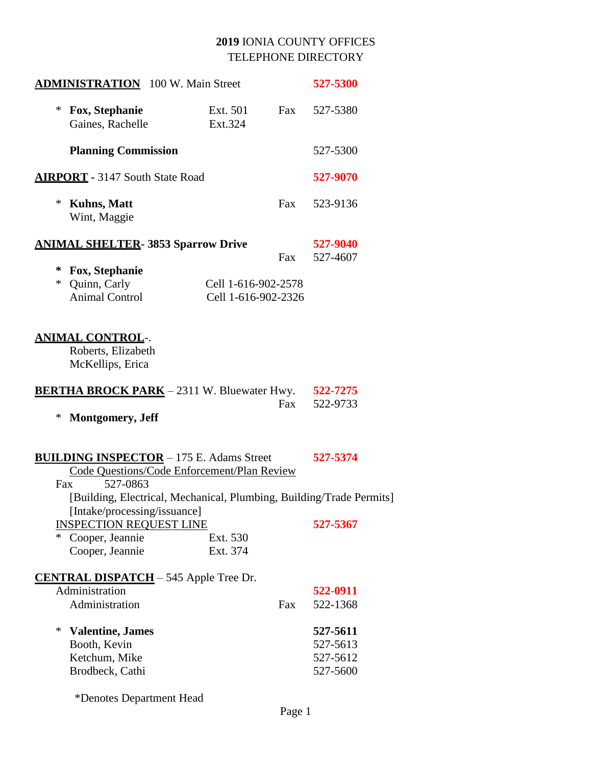# **2019** IONIA COUNTY OFFICES
# TELEPHONE DIRECTORY

**ADMINISTRATION** 100 W. Main Street — **527-5300**

| | | | |
|---|---|---|---|
| * **Fox, Stephanie** | Ext. 501 | Fax | 527-5380 |
| Gaines, Rachelle | Ext.324 | | |

**Planning Commission** — 527-5300

**AIRPORT** - 3147 South State Road — **527-9070**

| | | |
|---|---|---|
| * **Kuhns, Matt** | Fax | 523-9136 |
| Wint, Maggie | | |

**ANIMAL SHELTER- 3853 Sparrow Drive** — **527-9040**

Fax 527-4607

| | |
|---|---|
| * **Fox, Stephanie** | |
| * Quinn, Carly | Cell 1-616-902-2578 |
| Animal Control | Cell 1-616-902-2326 |

**ANIMAL CONTROL**-.

Roberts, Elizabeth
McKellips, Erica

**BERTHA BROCK PARK** – 2311 W. Bluewater Hwy. — **522-7275**

Fax 522-9733

* **Montgomery, Jeff**

**BUILDING INSPECTOR** – 175 E. Adams Street — **527-5374**

Code Questions/Code Enforcement/Plan Review

Fax 527-0863

[Building, Electrical, Mechanical, Plumbing, Building/Trade Permits]
[Intake/processing/issuance]

INSPECTION REQUEST LINE — **527-5367**

| | |
|---|---|
| * Cooper, Jeannie | Ext. 530 |
| Cooper, Jeannie | Ext. 374 |

**CENTRAL DISPATCH** – 545 Apple Tree Dr.

| | | |
|---|---|---|
| Administration | | **522-0911** |
| Administration | Fax | 522-1368 |

| | |
|---|---|
| * **Valentine, James** | **527-5611** |
| Booth, Kevin | 527-5613 |
| Ketchum, Mike | 527-5612 |
| Brodbeck, Cathi | 527-5600 |

*Denotes Department Head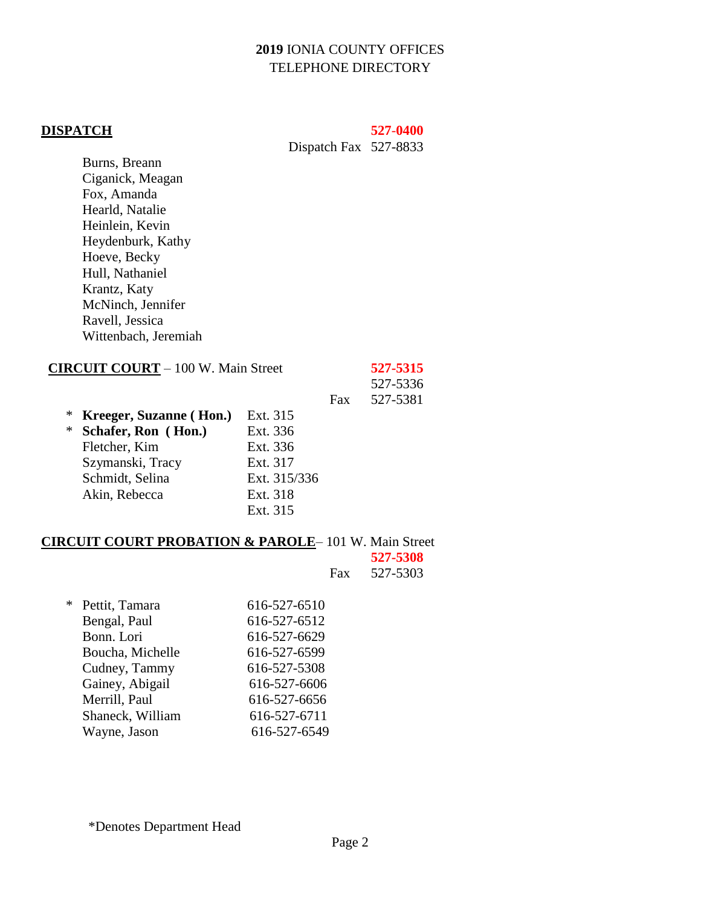# 2019 IONIA COUNTY OFFICES TELEPHONE DIRECTORY

## DISPATCH

**527-0400**

Dispatch Fax 527-8833

- Burns, Breann
- Ciganick, Meagan
- Fox, Amanda
- Hearld, Natalie
- Heinlein, Kevin
- Heydenburk, Kathy
- Hoeve, Becky
- Hull, Nathaniel
- Krantz, Katy
- McNinch, Jennifer
- Ravell, Jessica
- Wittenbach, Jeremiah

## CIRCUIT COURT – 100 W. Main Street

**527-5315**

527-5336

Fax 527-5381

| Name | Extension |
|---|---|
| * **Kreeger, Suzanne ( Hon.)** | Ext. 315 |
| * **Schafer, Ron ( Hon.)** | Ext. 336 |
| Fletcher, Kim | Ext. 336 |
| Szymanski, Tracy | Ext. 317 |
| Schmidt, Selina | Ext. 315/336 |
| Akin, Rebecca | Ext. 318 |
| | Ext. 315 |

## CIRCUIT COURT PROBATION & PAROLE– 101 W. Main Street

**527-5308**

Fax 527-5303

| Name | Phone |
|---|---|
| * Pettit, Tamara | 616-527-6510 |
| Bengal, Paul | 616-527-6512 |
| Bonn. Lori | 616-527-6629 |
| Boucha, Michelle | 616-527-6599 |
| Cudney, Tammy | 616-527-5308 |
| Gainey, Abigail | 616-527-6606 |
| Merrill, Paul | 616-527-6656 |
| Shaneck, William | 616-527-6711 |
| Wayne, Jason | 616-527-6549 |

*Denotes Department Head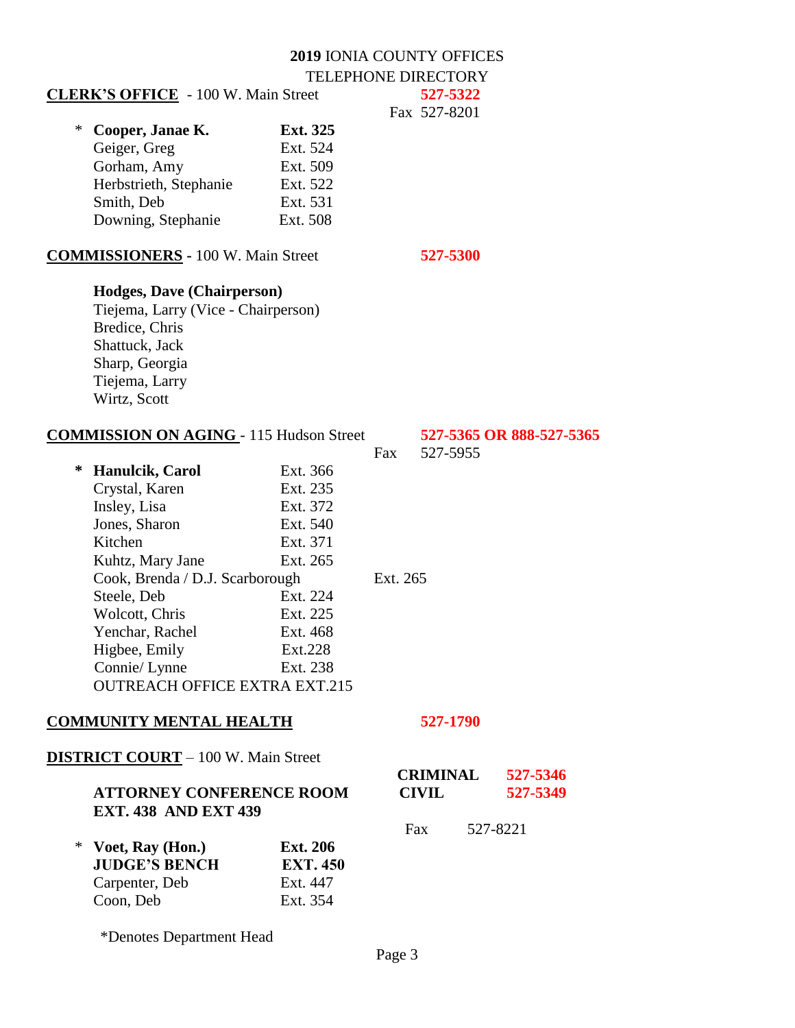# 2019 IONIA COUNTY OFFICES
## TELEPHONE DIRECTORY

**CLERK'S OFFICE** - 100 W. Main Street **527-5322**
Fax 527-8201

| | Name | Extension |
|---|---|---|
| * | **Cooper, Janae K.** | **Ext. 325** |
| | Geiger, Greg | Ext. 524 |
| | Gorham, Amy | Ext. 509 |
| | Herbstrieth, Stephanie | Ext. 522 |
| | Smith, Deb | Ext. 531 |
| | Downing, Stephanie | Ext. 508 |

**COMMISSIONERS** - 100 W. Main Street **527-5300**

**Hodges, Dave (Chairperson)**
Tiejema, Larry (Vice - Chairperson)
Bredice, Chris
Shattuck, Jack
Sharp, Georgia
Tiejema, Larry
Wirtz, Scott

**COMMISSION ON AGING** - 115 Hudson Street **527-5365 OR 888-527-5365**
Fax 527-5955

| | Name | Extension |
|---|---|---|
| * | **Hanulcik, Carol** | Ext. 366 |
| | Crystal, Karen | Ext. 235 |
| | Insley, Lisa | Ext. 372 |
| | Jones, Sharon | Ext. 540 |
| | Kitchen | Ext. 371 |
| | Kuhtz, Mary Jane | Ext. 265 |
| | Cook, Brenda / D.J. Scarborough | Ext. 265 |
| | Steele, Deb | Ext. 224 |
| | Wolcott, Chris | Ext. 225 |
| | Yenchar, Rachel | Ext. 468 |
| | Higbee, Emily | Ext.228 |
| | Connie/ Lynne | Ext. 238 |
| | OUTREACH OFFICE EXTRA EXT.215 | |

**COMMUNITY MENTAL HEALTH** **527-1790**

**DISTRICT COURT** – 100 W. Main Street

**CRIMINAL** **527-5346**
**CIVIL** **527-5349**
Fax 527-8221

**ATTORNEY CONFERENCE ROOM EXT. 438 AND EXT 439**

| | Name | Extension |
|---|---|---|
| * | **Voet, Ray (Hon.)** | **Ext. 206** |
| | **JUDGE'S BENCH** | **EXT. 450** |
| | Carpenter, Deb | Ext. 447 |
| | Coon, Deb | Ext. 354 |

*Denotes Department Head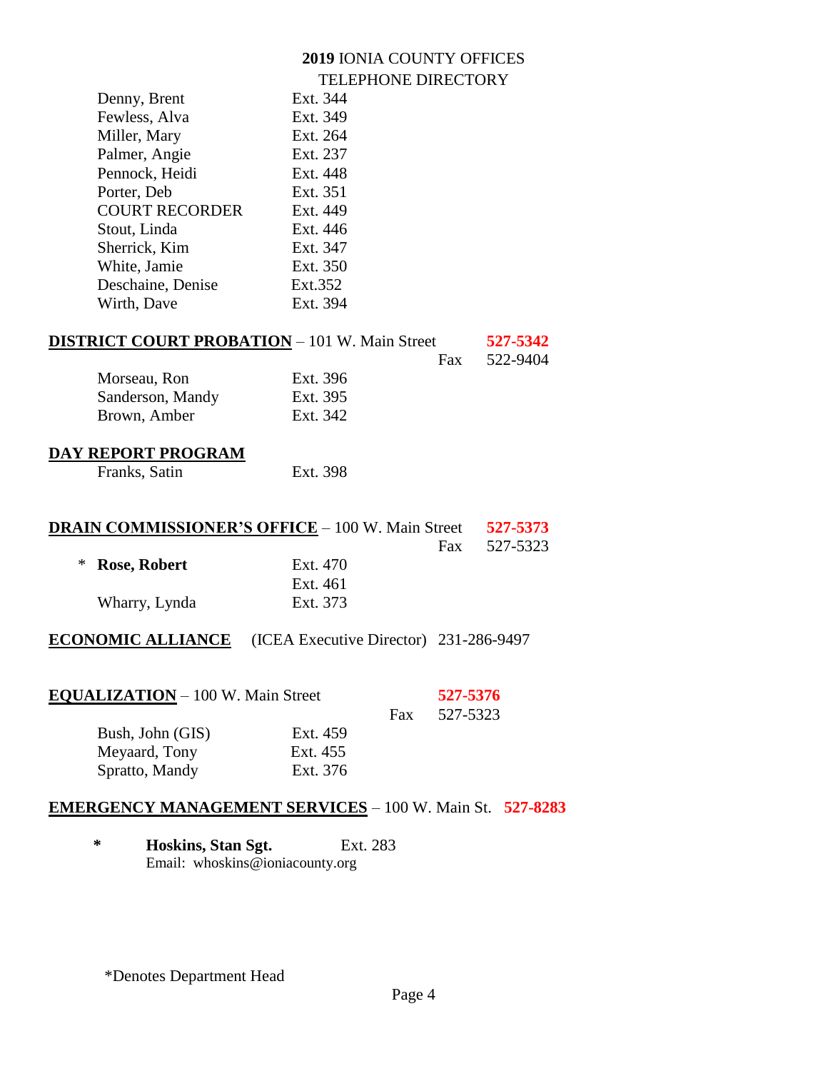**2019** IONIA COUNTY OFFICES
TELEPHONE DIRECTORY

| | |
|---|---|
| Denny, Brent | Ext. 344 |
| Fewless, Alva | Ext. 349 |
| Miller, Mary | Ext. 264 |
| Palmer, Angie | Ext. 237 |
| Pennock, Heidi | Ext. 448 |
| Porter, Deb | Ext. 351 |
| COURT RECORDER | Ext. 449 |
| Stout, Linda | Ext. 446 |
| Sherrick, Kim | Ext. 347 |
| White, Jamie | Ext. 350 |
| Deschaine, Denise | Ext.352 |
| Wirth, Dave | Ext. 394 |

**DISTRICT COURT PROBATION** – 101 W. Main Street **527-5342**
Fax 522-9404

| | |
|---|---|
| Morseau, Ron | Ext. 396 |
| Sanderson, Mandy | Ext. 395 |
| Brown, Amber | Ext. 342 |

**DAY REPORT PROGRAM**

| | |
|---|---|
| Franks, Satin | Ext. 398 |

**DRAIN COMMISSIONER'S OFFICE** – 100 W. Main Street **527-5373**
Fax 527-5323

| | |
|---|---|
| * **Rose, Robert** | Ext. 470 |
| | Ext. 461 |
| Wharry, Lynda | Ext. 373 |

**ECONOMIC ALLIANCE** (ICEA Executive Director) 231-286-9497

**EQUALIZATION** – 100 W. Main Street **527-5376**
Fax 527-5323

| | |
|---|---|
| Bush, John (GIS) | Ext. 459 |
| Meyaard, Tony | Ext. 455 |
| Spratto, Mandy | Ext. 376 |

**EMERGENCY MANAGEMENT SERVICES** – 100 W. Main St. **527-8283**

\* **Hoskins, Stan Sgt.** Ext. 283
Email: whoskins@ioniacounty.org

*Denotes Department Head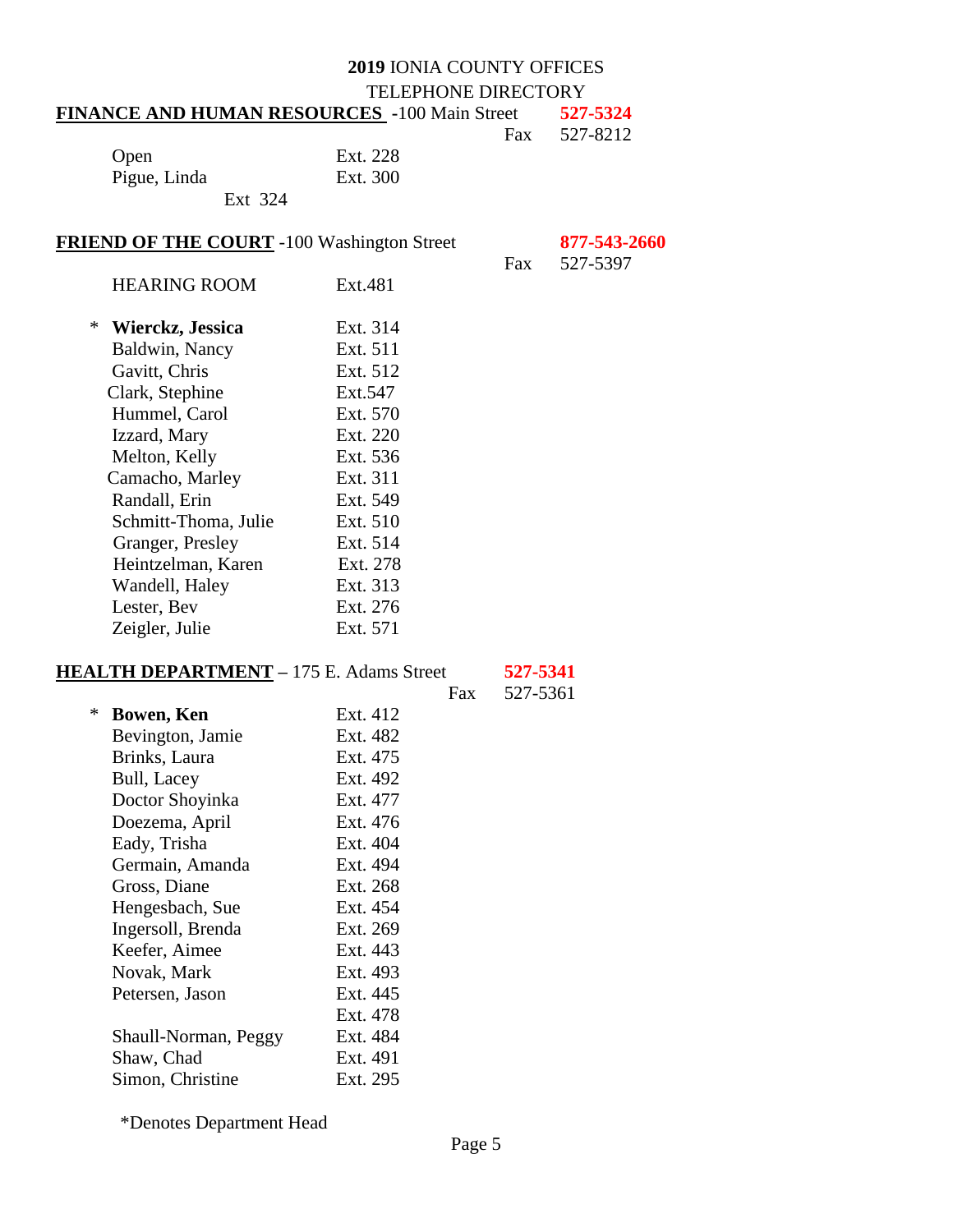# 2019 IONIA COUNTY OFFICES

## TELEPHONE DIRECTORY

**FINANCE AND HUMAN RESOURCES** -100 Main Street **527-5324**

Fax 527-8212

| Name | Extension |
|---|---|
| Open | Ext. 228 |
| Pigue, Linda | Ext. 300 |
| | Ext 324 |

**FRIEND OF THE COURT** -100 Washington Street **877-543-2660**

Fax 527-5397

| Name | Extension |
|---|---|
| HEARING ROOM | Ext.481 |
| * **Wierckz, Jessica** | Ext. 314 |
| Baldwin, Nancy | Ext. 511 |
| Gavitt, Chris | Ext. 512 |
| Clark, Stephine | Ext.547 |
| Hummel, Carol | Ext. 570 |
| Izzard, Mary | Ext. 220 |
| Melton, Kelly | Ext. 536 |
| Camacho, Marley | Ext. 311 |
| Randall, Erin | Ext. 549 |
| Schmitt-Thoma, Julie | Ext. 510 |
| Granger, Presley | Ext. 514 |
| Heintzelman, Karen | Ext. 278 |
| Wandell, Haley | Ext. 313 |
| Lester, Bev | Ext. 276 |
| Zeigler, Julie | Ext. 571 |

**HEALTH DEPARTMENT** – 175 E. Adams Street **527-5341**

Fax 527-5361

| Name | Extension |
|---|---|
| * **Bowen, Ken** | Ext. 412 |
| Bevington, Jamie | Ext. 482 |
| Brinks, Laura | Ext. 475 |
| Bull, Lacey | Ext. 492 |
| Doctor Shoyinka | Ext. 477 |
| Doezema, April | Ext. 476 |
| Eady, Trisha | Ext. 404 |
| Germain, Amanda | Ext. 494 |
| Gross, Diane | Ext. 268 |
| Hengesbach, Sue | Ext. 454 |
| Ingersoll, Brenda | Ext. 269 |
| Keefer, Aimee | Ext. 443 |
| Novak, Mark | Ext. 493 |
| Petersen, Jason | Ext. 445 |
| | Ext. 478 |
| Shaull-Norman, Peggy | Ext. 484 |
| Shaw, Chad | Ext. 491 |
| Simon, Christine | Ext. 295 |

*Denotes Department Head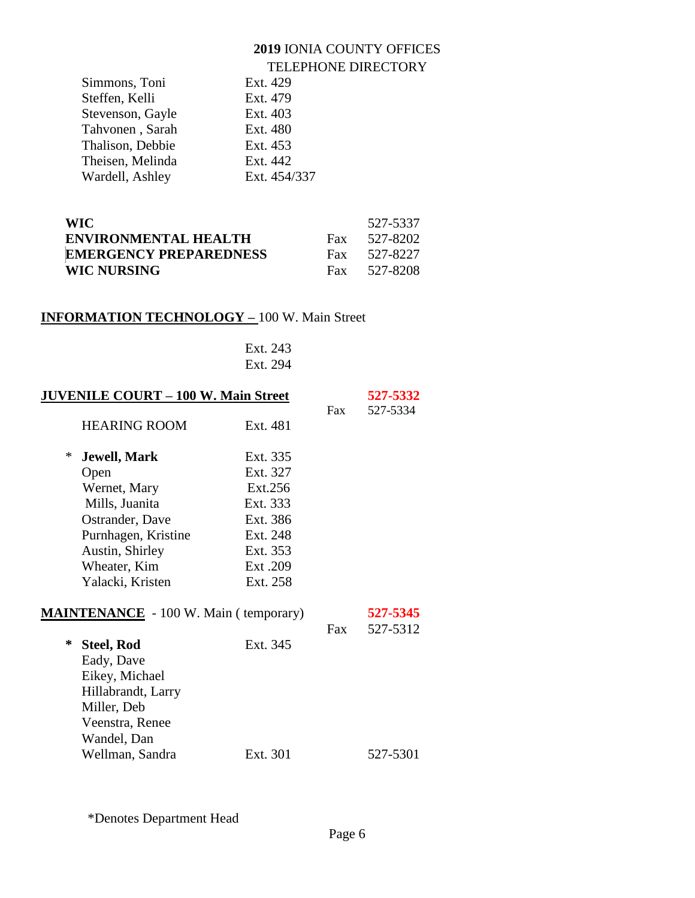**2019** IONIA COUNTY OFFICES
TELEPHONE DIRECTORY

| | | | |
|---|---|---|---|
| Simmons, Toni | Ext. 429 | | |
| Steffen, Kelli | Ext. 479 | | |
| Stevenson, Gayle | Ext. 403 | | |
| Tahvonen , Sarah | Ext. 480 | | |
| Thalison, Debbie | Ext. 453 | | |
| Theisen, Melinda | Ext. 442 | | |
| Wardell, Ashley | Ext. 454/337 | | |

| | | |
|---|---|---|
| **WIC** | | 527-5337 |
| **ENVIRONMENTAL HEALTH** | Fax | 527-8202 |
| **EMERGENCY PREPAREDNESS** | Fax | 527-8227 |
| **WIC NURSING** | Fax | 527-8208 |

**INFORMATION TECHNOLOGY –** 100 W. Main Street

Ext. 243
Ext. 294

**JUVENILE COURT – 100 W. Main Street** — **527-5332**, Fax 527-5334

| | | |
|---|---|---|
| HEARING ROOM | Ext. 481 | |
| * **Jewell, Mark** | Ext. 335 | |
| Open | Ext. 327 | |
| Wernet, Mary | Ext.256 | |
| Mills, Juanita | Ext. 333 | |
| Ostrander, Dave | Ext. 386 | |
| Purnhagen, Kristine | Ext. 248 | |
| Austin, Shirley | Ext. 353 | |
| Wheater, Kim | Ext .209 | |
| Yalacki, Kristen | Ext. 258 | |

**MAINTENANCE** - 100 W. Main ( temporary) — **527-5345**, Fax 527-5312

| | | |
|---|---|---|
| * **Steel, Rod** | Ext. 345 | |
| Eady, Dave | | |
| Eikey, Michael | | |
| Hillabrandt, Larry | | |
| Miller, Deb | | |
| Veenstra, Renee | | |
| Wandel, Dan | | |
| Wellman, Sandra | Ext. 301 | 527-5301 |

*Denotes Department Head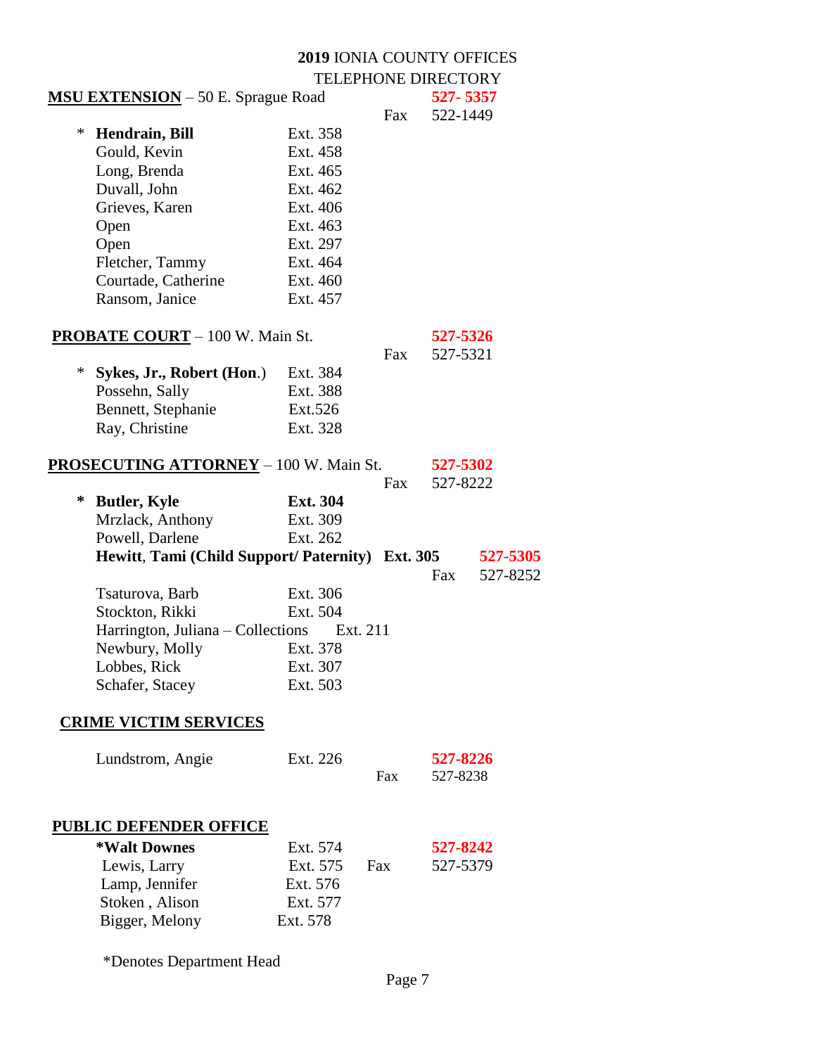**2019** IONIA COUNTY OFFICES
TELEPHONE DIRECTORY

**MSU EXTENSION** – 50 E. Sprague Road **527- 5357**
Fax 522-1449

| | Name | Ext. |
|---|---|---|
| * | **Hendrain, Bill** | Ext. 358 |
| | Gould, Kevin | Ext. 458 |
| | Long, Brenda | Ext. 465 |
| | Duvall, John | Ext. 462 |
| | Grieves, Karen | Ext. 406 |
| | Open | Ext. 463 |
| | Open | Ext. 297 |
| | Fletcher, Tammy | Ext. 464 |
| | Courtade, Catherine | Ext. 460 |
| | Ransom, Janice | Ext. 457 |

**PROBATE COURT** – 100 W. Main St. **527-5326**
Fax 527-5321

| | Name | Ext. |
|---|---|---|
| * | **Sykes, Jr., Robert (Hon.)** | Ext. 384 |
| | Possehn, Sally | Ext. 388 |
| | Bennett, Stephanie | Ext.526 |
| | Ray, Christine | Ext. 328 |

**PROSECUTING ATTORNEY** – 100 W. Main St. **527-5302**
Fax 527-8222

| | Name | Ext. | |
|---|---|---|---|
| * | **Butler, Kyle** | **Ext. 304** | |
| | Mrzlack, Anthony | Ext. 309 | |
| | Powell, Darlene | Ext. 262 | |
| | **Hewitt, Tami (Child Support/ Paternity)** | **Ext. 305** | **527-5305** Fax 527-8252 |
| | Tsaturova, Barb | Ext. 306 | |
| | Stockton, Rikki | Ext. 504 | |
| | Harrington, Juliana – Collections | Ext. 211 | |
| | Newbury, Molly | Ext. 378 | |
| | Lobbes, Rick | Ext. 307 | |
| | Schafer, Stacey | Ext. 503 | |

**CRIME VICTIM SERVICES**

| Name | Ext. | Phone |
|---|---|---|
| Lundstrom, Angie | Ext. 226 | **527-8226** |
| | Fax | 527-8238 |

**PUBLIC DEFENDER OFFICE**

| Name | Ext. | | Phone |
|---|---|---|---|
| ***Walt Downes** | Ext. 574 | | **527-8242** |
| Lewis, Larry | Ext. 575 | Fax | 527-5379 |
| Lamp, Jennifer | Ext. 576 | | |
| Stoken , Alison | Ext. 577 | | |
| Bigger, Melony | Ext. 578 | | |

*Denotes Department Head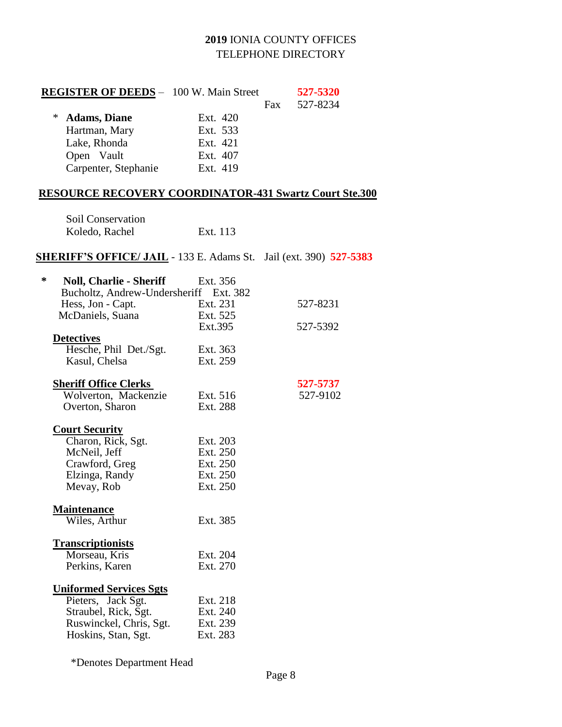# 2019 IONIA COUNTY OFFICES
# TELEPHONE DIRECTORY

**REGISTER OF DEEDS** – 100 W. Main Street **527-5320**
Fax 527-8234

| Name | Extension |
|---|---|
| * **Adams, Diane** | Ext. 420 |
| Hartman, Mary | Ext. 533 |
| Lake, Rhonda | Ext. 421 |
| Open Vault | Ext. 407 |
| Carpenter, Stephanie | Ext. 419 |

**RESOURCE RECOVERY COORDINATOR-431 Swartz Court Ste.300**

| Name | Extension |
|---|---|
| Soil Conservation | |
| Koledo, Rachel | Ext. 113 |

**SHERIFF'S OFFICE/ JAIL** - 133 E. Adams St. Jail (ext. 390) **527-5383**

| Name | Extension | Phone |
|---|---|---|
| * **Noll, Charlie - Sheriff** | Ext. 356 | |
| Bucholtz, Andrew-Undersheriff | Ext. 382 | |
| Hess, Jon - Capt. | Ext. 231 | 527-8231 |
| McDaniels, Suana | Ext. 525 | |
| | Ext.395 | 527-5392 |
| **Detectives** | | |
| Hesche, Phil Det./Sgt. | Ext. 363 | |
| Kasul, Chelsa | Ext. 259 | |
| **Sheriff Office Clerks** | | **527-5737** |
| Wolverton, Mackenzie | Ext. 516 | 527-9102 |
| Overton, Sharon | Ext. 288 | |
| **Court Security** | | |
| Charon, Rick, Sgt. | Ext. 203 | |
| McNeil, Jeff | Ext. 250 | |
| Crawford, Greg | Ext. 250 | |
| Elzinga, Randy | Ext. 250 | |
| Mevay, Rob | Ext. 250 | |
| **Maintenance** | | |
| Wiles, Arthur | Ext. 385 | |
| **Transcriptionists** | | |
| Morseau, Kris | Ext. 204 | |
| Perkins, Karen | Ext. 270 | |
| **Uniformed Services Sgts** | | |
| Pieters, Jack Sgt. | Ext. 218 | |
| Straubel, Rick, Sgt. | Ext. 240 | |
| Ruswinckel, Chris, Sgt. | Ext. 239 | |
| Hoskins, Stan, Sgt. | Ext. 283 | |

*Denotes Department Head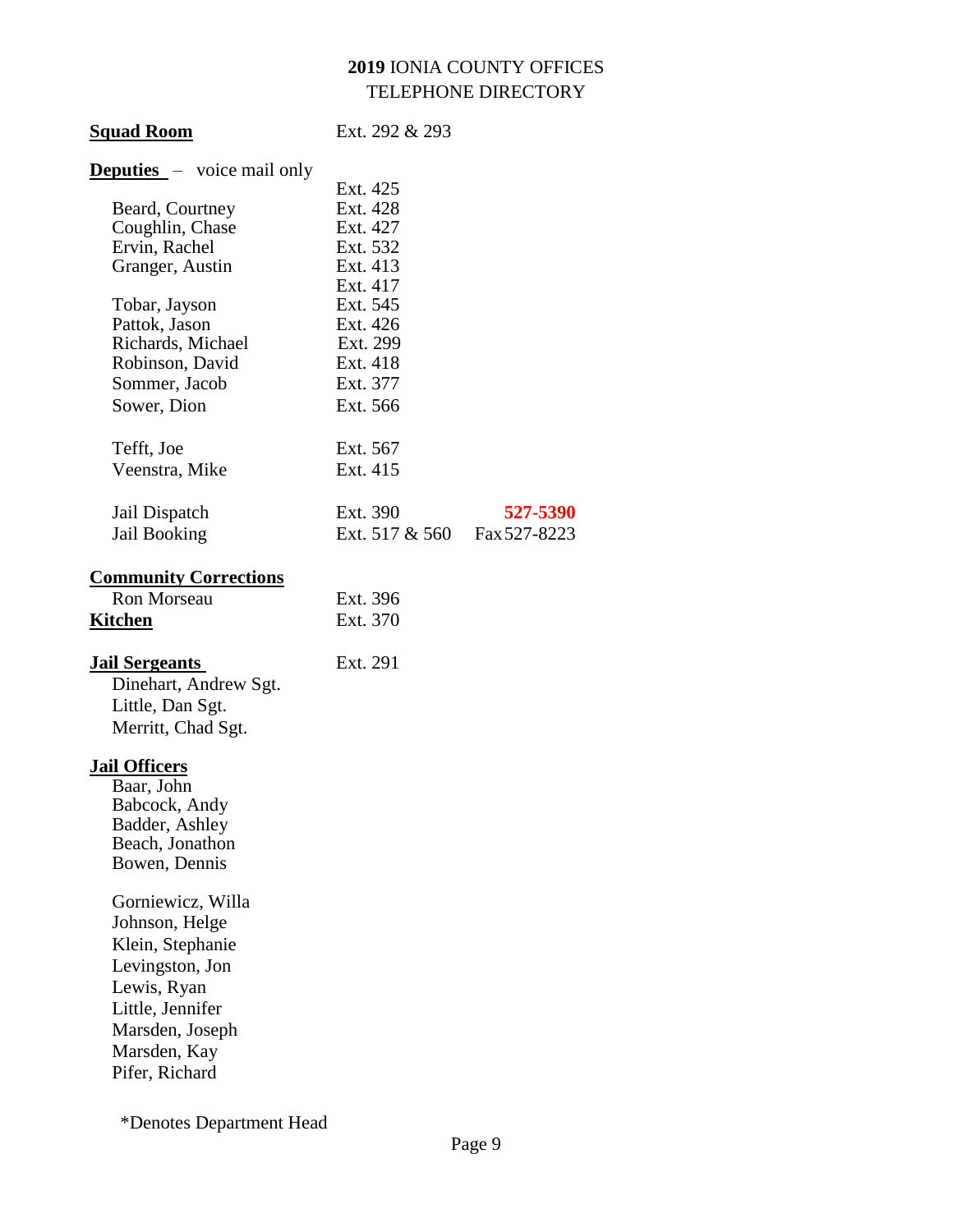# 2019 IONIA COUNTY OFFICES
## TELEPHONE DIRECTORY

| | | |
|---|---|---|
| **Squad Room** | Ext. 292 & 293 | |
| **Deputies** – voice mail only | | |
| | Ext. 425 | |
| Beard, Courtney | Ext. 428 | |
| Coughlin, Chase | Ext. 427 | |
| Ervin, Rachel | Ext. 532 | |
| Granger, Austin | Ext. 413 | |
| | Ext. 417 | |
| Tobar, Jayson | Ext. 545 | |
| Pattok, Jason | Ext. 426 | |
| Richards, Michael | Ext. 299 | |
| Robinson, David | Ext. 418 | |
| Sommer, Jacob | Ext. 377 | |
| Sower, Dion | Ext. 566 | |
| Tefft, Joe | Ext. 567 | |
| Veenstra, Mike | Ext. 415 | |
| Jail Dispatch | Ext. 390 | **527-5390** |
| Jail Booking | Ext. 517 & 560 | Fax 527-8223 |
| **Community Corrections** | | |
| Ron Morseau | Ext. 396 | |
| **Kitchen** | Ext. 370 | |
| **Jail Sergeants** | Ext. 291 | |

**Jail Sergeants**
- Dinehart, Andrew Sgt.
- Little, Dan Sgt.
- Merritt, Chad Sgt.

**Jail Officers**
- Baar, John
- Babcock, Andy
- Badder, Ashley
- Beach, Jonathon
- Bowen, Dennis
- Gorniewicz, Willa
- Johnson, Helge
- Klein, Stephanie
- Levingston, Jon
- Lewis, Ryan
- Little, Jennifer
- Marsden, Joseph
- Marsden, Kay
- Pifer, Richard

*Denotes Department Head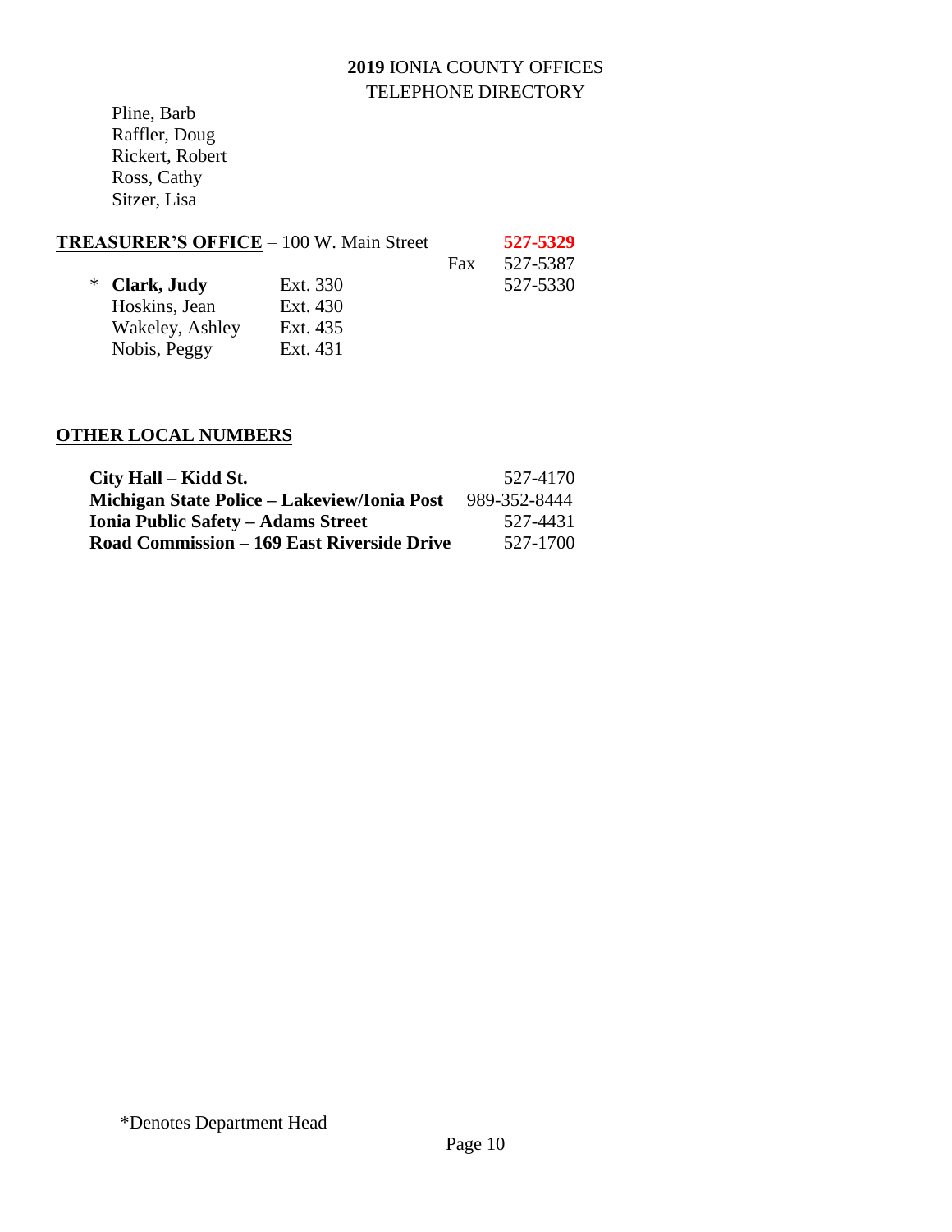Pline, Barb
Raffler, Doug
Rickert, Robert
Ross, Cathy
Sitzer, Lisa

**TREASURER'S OFFICE** – 100 W. Main Street **527-5329**

| | | | |
|---|---|---|---|
| | | Fax | 527-5387 |
| * **Clark, Judy** | Ext. 330 | | 527-5330 |
| Hoskins, Jean | Ext. 430 | | |
| Wakeley, Ashley | Ext. 435 | | |
| Nobis, Peggy | Ext. 431 | | |

## OTHER LOCAL NUMBERS

| | |
|---|---|
| **City Hall** – **Kidd St.** | 527-4170 |
| **Michigan State Police – Lakeview/Ionia Post** | 989-352-8444 |
| **Ionia Public Safety – Adams Street** | 527-4431 |
| **Road Commission – 169 East Riverside Drive** | 527-1700 |

*Denotes Department Head